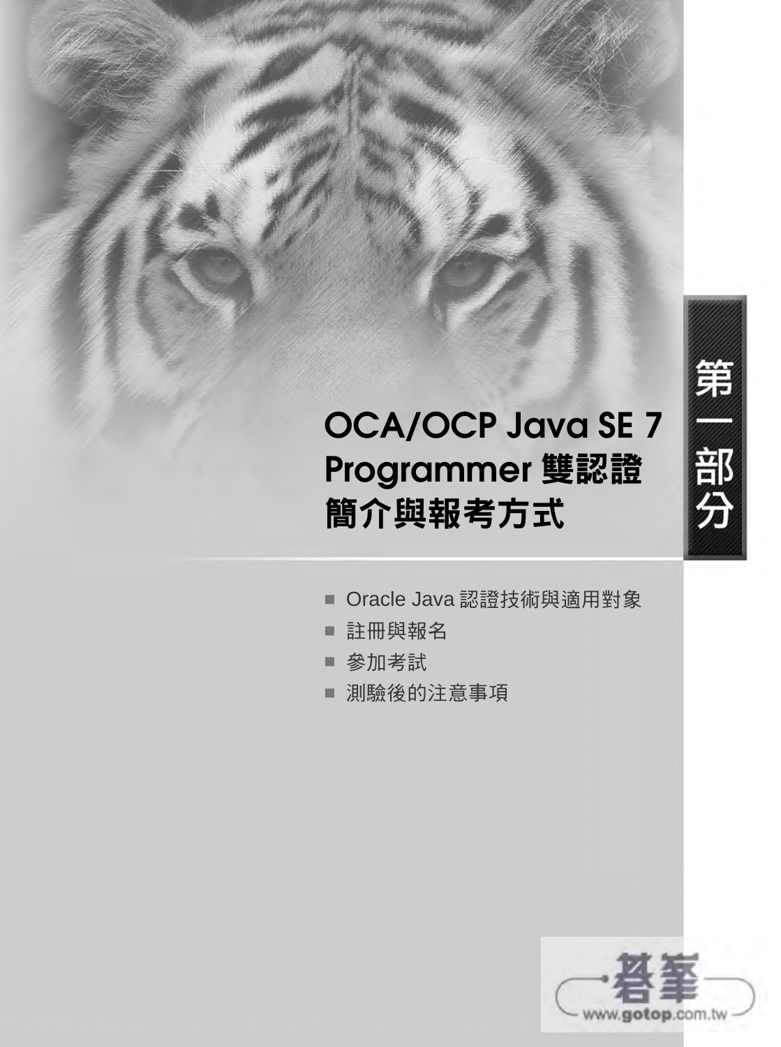# 第一部分

# OCA/OCP Java SE 7 Programmer 雙認證簡介與報考方式

- Oracle Java 認證技術與適用對象
- 註冊與報名
- 參加考試
- 測驗後的注意事項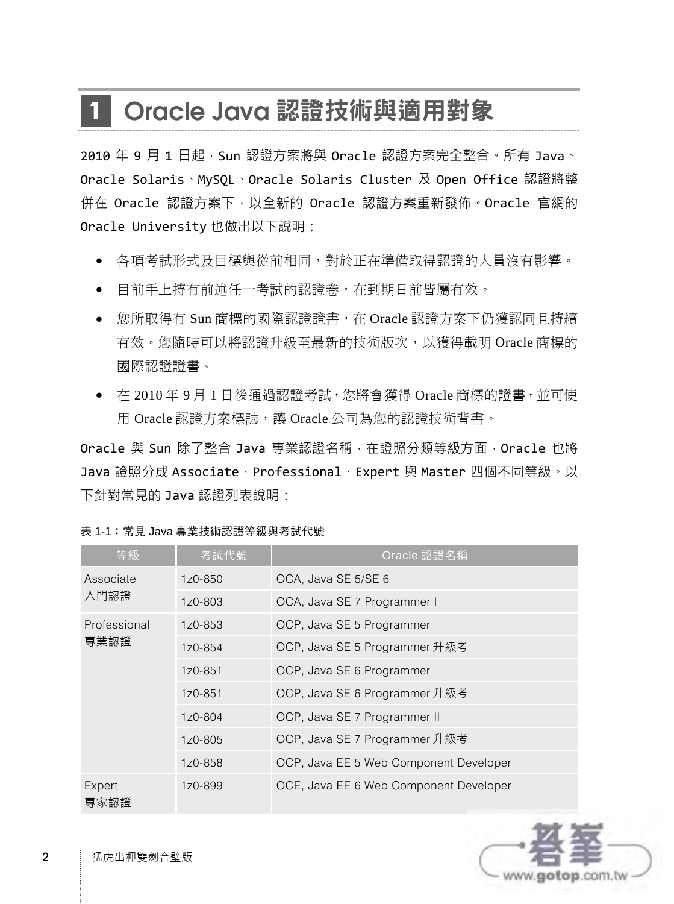# 1 Oracle Java 認證技術與適用對象

2010 年 9 月 1 日起，Sun 認證方案將與 Oracle 認證方案完全整合。所有 Java、Oracle Solaris、MySQL、Oracle Solaris Cluster 及 Open Office 認證將整併在 Oracle 認證方案下，以全新的 Oracle 認證方案重新發佈。Oracle 官網的 Oracle University 也做出以下說明：

- 各項考試形式及目標與從前相同，對於正在準備取得認證的人員沒有影響。
- 目前手上持有前述任一考試的認證卷，在到期日前皆屬有效。
- 您所取得有 Sun 商標的國際認證證書，在 Oracle 認證方案下仍獲認同且持續有效。您隨時可以將認證升級至最新的技術版次，以獲得載明 Oracle 商標的國際認證證書。
- 在 2010 年 9 月 1 日後通過認證考試，您將會獲得 Oracle 商標的證書，並可使用 Oracle 認證方案標誌，讓 Oracle 公司為您的認證技術背書。

Oracle 與 Sun 除了整合 Java 專業認證名稱，在證照分類等級方面，Oracle 也將 Java 證照分成 Associate、Professional、Expert 與 Master 四個不同等級。以下針對常見的 Java 認證列表說明：

表 1-1：常見 Java 專業技術認證等級與考試代號

| 等級 | 考試代號 | Oracle 認證名稱 |
|---|---|---|
| Associate 入門認證 | 1z0-850 | OCA, Java SE 5/SE 6 |
| | 1z0-803 | OCA, Java SE 7 Programmer I |
| Professional 專業認證 | 1z0-853 | OCP, Java SE 5 Programmer |
| | 1z0-854 | OCP, Java SE 5 Programmer 升級考 |
| | 1z0-851 | OCP, Java SE 6 Programmer |
| | 1z0-851 | OCP, Java SE 6 Programmer 升級考 |
| | 1z0-804 | OCP, Java SE 7 Programmer II |
| | 1z0-805 | OCP, Java SE 7 Programmer 升級考 |
| | 1z0-858 | OCP, Java EE 5 Web Component Developer |
| Expert 專家認證 | 1z0-899 | OCE, Java EE 6 Web Component Developer |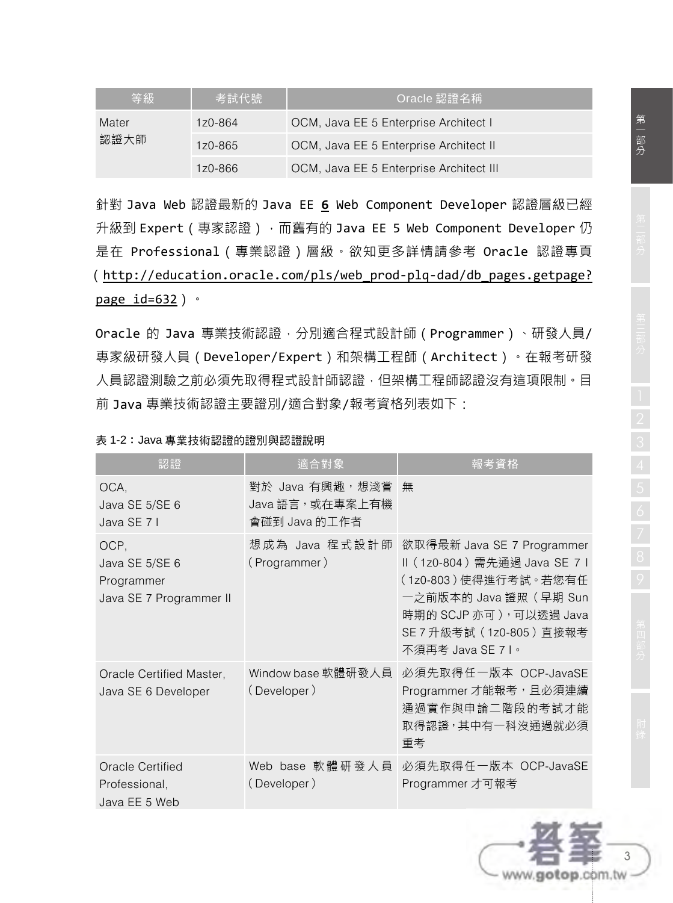| 等級 | 考試代號 | Oracle 認證名稱 |
|---|---|---|
| Mater<br>認證大師 | 1z0-864 | OCM, Java EE 5 Enterprise Architect I |
| | 1z0-865 | OCM, Java EE 5 Enterprise Architect II |
| | 1z0-866 | OCM, Java EE 5 Enterprise Architect III |

針對 Java Web 認證最新的 Java EE **6** Web Component Developer 認證層級已經升級到 Expert（專家認證），而舊有的 Java EE 5 Web Component Developer 仍是在 Professional（專業認證）層級。欲知更多詳情請參考 Oracle 認證專頁（http://education.oracle.com/pls/web_prod-plq-dad/db_pages.getpage?page_id=632）。

Oracle 的 Java 專業技術認證，分別適合程式設計師（Programmer）、研發人員/專家級研發人員（Developer/Expert）和架構工程師（Architect）。在報考研發人員認證測驗之前必須先取得程式設計師認證，但架構工程師認證沒有這項限制。目前 Java 專業技術認證主要證別/適合對象/報考資格列表如下：

表 1-2：Java 專業技術認證的證別與認證說明

| 認證 | 適合對象 | 報考資格 |
|---|---|---|
| OCA,<br>Java SE 5/SE 6<br>Java SE 7 I | 對於 Java 有興趣，想淺嘗 Java 語言，或在專案上有機會碰到 Java 的工作者 | 無 |
| OCP,<br>Java SE 5/SE 6<br>Programmer<br>Java SE 7 Programmer II | 想成為 Java 程式設計師（Programmer） | 欲取得最新 Java SE 7 Programmer II（1z0-804）需先通過 Java SE 7 I（1z0-803）使得進行考試。若您有任一之前版本的 Java 證照（早期 Sun 時期的 SCJP 亦可），可以透過 Java SE 7 升級考試（1z0-805）直接報考不須再考 Java SE 7 I。 |
| Oracle Certified Master,<br>Java SE 6 Developer | Window base 軟體研發人員（Developer） | 必須先取得任一版本 OCP-JavaSE Programmer 才能報考，且必須連續通過實作與申論二階段的考試才能取得認證，其中有一科沒通過就必須重考 |
| Oracle Certified Professional,<br>Java EE 5 Web | Web base 軟體研發人員（Developer） | 必須先取得任一版本 OCP-JavaSE Programmer 才可報考 |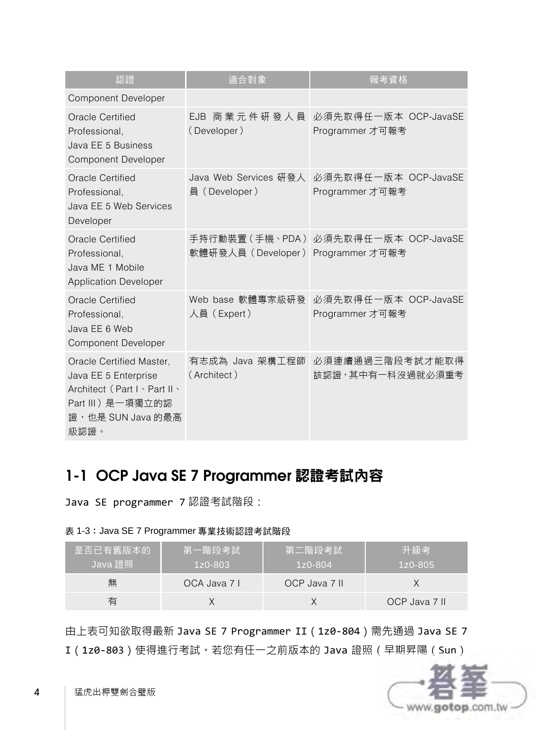| 認證 | 適合對象 | 報考資格 |
| --- | --- | --- |
| Component Developer | | |
| Oracle Certified Professional, Java EE 5 Business Component Developer | EJB 商業元件研發人員（Developer） | 必須先取得任一版本 OCP-JavaSE Programmer 才可報考 |
| Oracle Certified Professional, Java EE 5 Web Services Developer | Java Web Services 研發人員（Developer） | 必須先取得任一版本 OCP-JavaSE Programmer 才可報考 |
| Oracle Certified Professional, Java ME 1 Mobile Application Developer | 手持行動裝置（手機、PDA）軟體研發人員（Developer） | 必須先取得任一版本 OCP-JavaSE Programmer 才可報考 |
| Oracle Certified Professional, Java EE 6 Web Component Developer | Web base 軟體專家級研發人員（Expert） | 必須先取得任一版本 OCP-JavaSE Programmer 才可報考 |
| Oracle Certified Master, Java EE 5 Enterprise Architect（Part I、Part II、Part III）是一項獨立的認證，也是 SUN Java 的最高級認證。 | 有志成為 Java 架構工程師（Architect） | 必須連續通過三階段考試才能取得該認證，其中有一科沒過就必須重考 |

## 1-1 OCP Java SE 7 Programmer 認證考試內容

Java SE programmer 7 認證考試階段：

表 1-3：Java SE 7 Programmer 專業技術認證考試階段

| 是否已有舊版本的 Java 證照 | 第一階段考試 1z0-803 | 第二階段考試 1z0-804 | 升級考 1z0-805 |
| --- | --- | --- | --- |
| 無 | OCA Java 7 I | OCP Java 7 II | X |
| 有 | X | X | OCP Java 7 II |

由上表可知欲取得最新 Java SE 7 Programmer II（1z0-804）需先通過 Java SE 7 I（1z0-803）使得進行考試。若您有任一之前版本的 Java 證照（早期昇陽（Sun）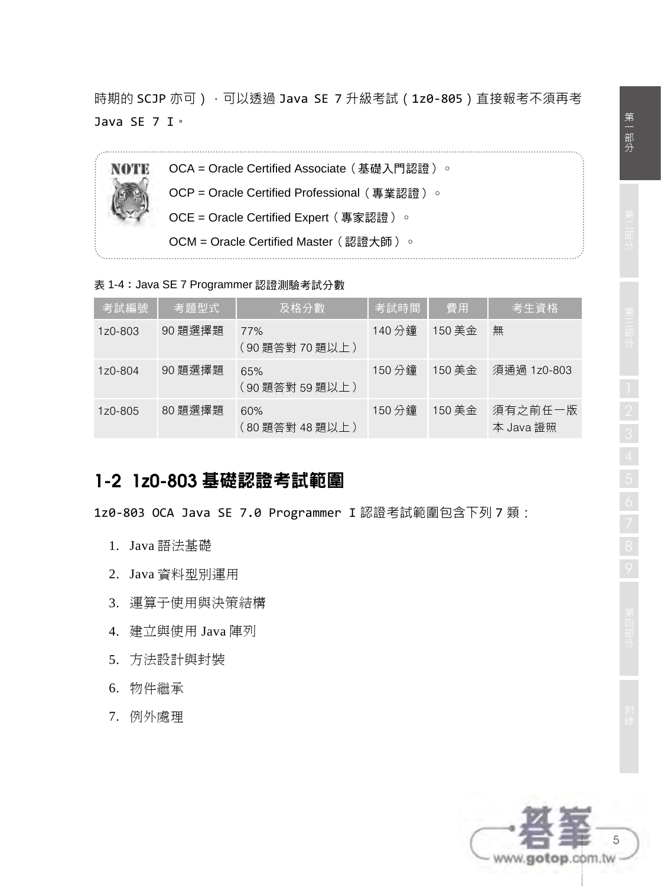時期的 SCJP 亦可），可以透過 Java SE 7 升級考試（1z0-805）直接報考不須再考 Java SE 7 I。

> **NOTE**
>
> OCA = Oracle Certified Associate（基礎入門認證）。
>
> OCP = Oracle Certified Professional（專業認證）。
>
> OCE = Oracle Certified Expert（專家認證）。
>
> OCM = Oracle Certified Master（認證大師）。

表 1-4：Java SE 7 Programmer 認證測驗考試分數

| 考試編號 | 考題型式 | 及格分數 | 考試時間 | 費用 | 考生資格 |
|---|---|---|---|---|---|
| 1z0-803 | 90 題選擇題 | 77%<br>（90 題答對 70 題以上） | 140 分鐘 | 150 美金 | 無 |
| 1z0-804 | 90 題選擇題 | 65%<br>（90 題答對 59 題以上） | 150 分鐘 | 150 美金 | 須通過 1z0-803 |
| 1z0-805 | 80 題選擇題 | 60%<br>（80 題答對 48 題以上） | 150 分鐘 | 150 美金 | 須有之前任一版本 Java 證照 |

## 1-2 1z0-803 基礎認證考試範圍

1z0-803 OCA Java SE 7.0 Programmer I 認證考試範圍包含下列 7 類：

1. Java 語法基礎
2. Java 資料型別運用
3. 運算子使用與決策結構
4. 建立與使用 Java 陣列
5. 方法設計與封裝
6. 物件繼承
7. 例外處理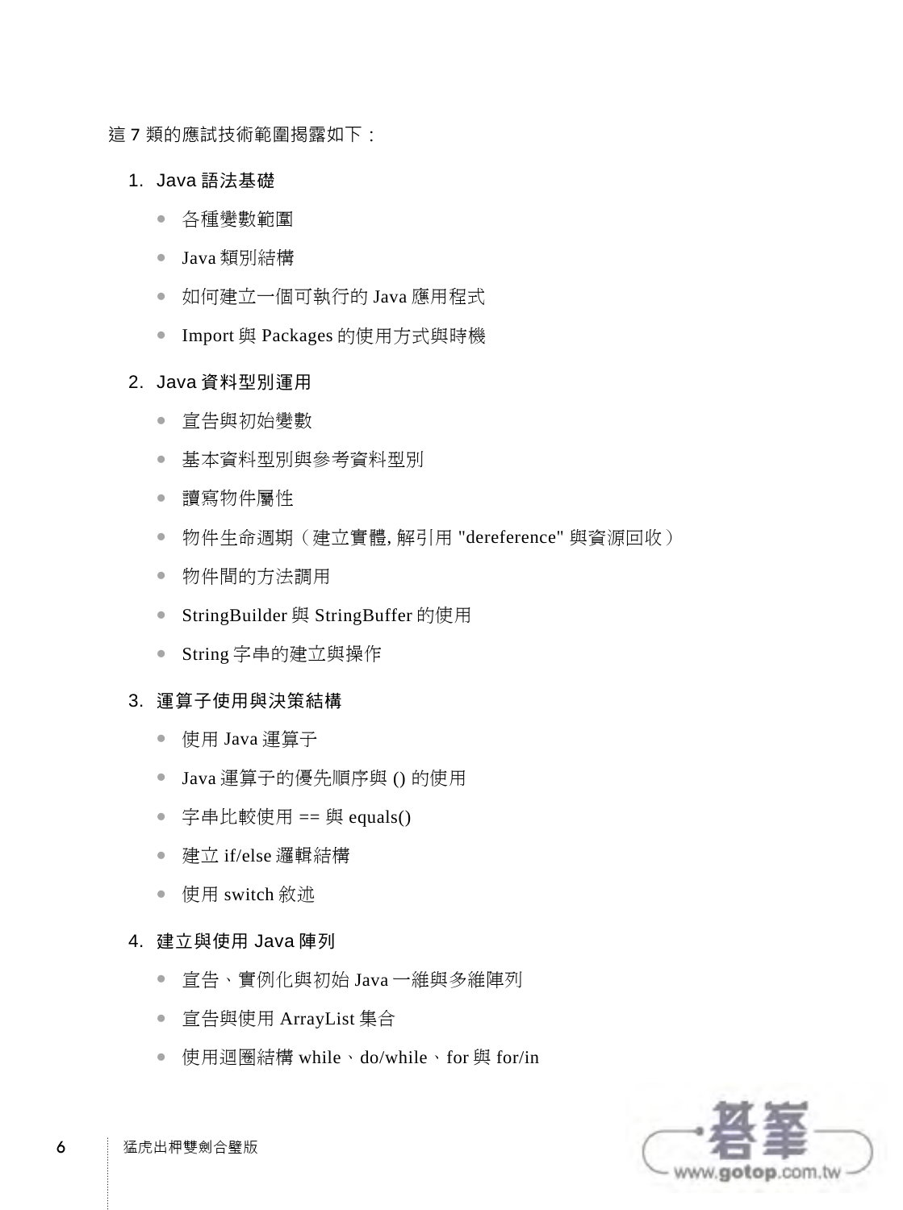這 7 類的應試技術範圍揭露如下：

1. Java 語法基礎
    - 各種變數範圍
    - Java 類別結構
    - 如何建立一個可執行的 Java 應用程式
    - Import 與 Packages 的使用方式與時機
2. Java 資料型別運用
    - 宣告與初始變數
    - 基本資料型別與參考資料型別
    - 讀寫物件屬性
    - 物件生命週期（建立實體, 解引用 "dereference" 與資源回收）
    - 物件間的方法調用
    - StringBuilder 與 StringBuffer 的使用
    - String 字串的建立與操作
3. 運算子使用與決策結構
    - 使用 Java 運算子
    - Java 運算子的優先順序與 () 的使用
    - 字串比較使用 == 與 equals()
    - 建立 if/else 邏輯結構
    - 使用 switch 敘述
4. 建立與使用 Java 陣列
    - 宣告、實例化與初始 Java 一維與多維陣列
    - 宣告與使用 ArrayList 集合
    - 使用迴圈結構 while、do/while、for 與 for/in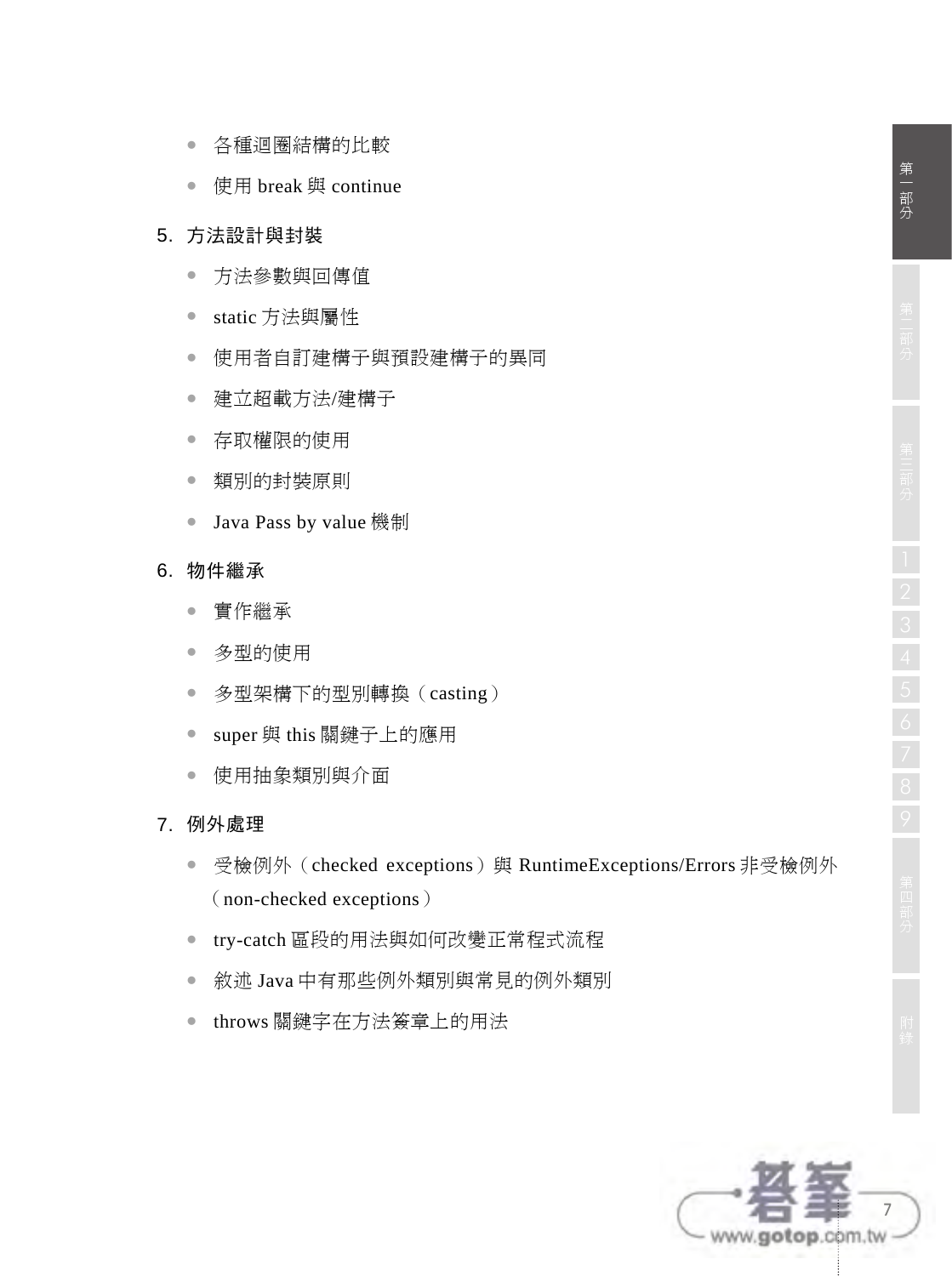- 各種迴圈結構的比較
- 使用 break 與 continue

5. 方法設計與封裝

- 方法參數與回傳值
- static 方法與屬性
- 使用者自訂建構子與預設建構子的異同
- 建立超載方法/建構子
- 存取權限的使用
- 類別的封裝原則
- Java Pass by value 機制

6. 物件繼承

- 實作繼承
- 多型的使用
- 多型架構下的型別轉換（casting）
- super 與 this 關鍵子上的應用
- 使用抽象類別與介面

7. 例外處理

- 受檢例外（checked exceptions）與 RuntimeExceptions/Errors 非受檢例外（non-checked exceptions）
- try-catch 區段的用法與如何改變正常程式流程
- 敘述 Java 中有那些例外類別與常見的例外類別
- throws 關鍵字在方法簽章上的用法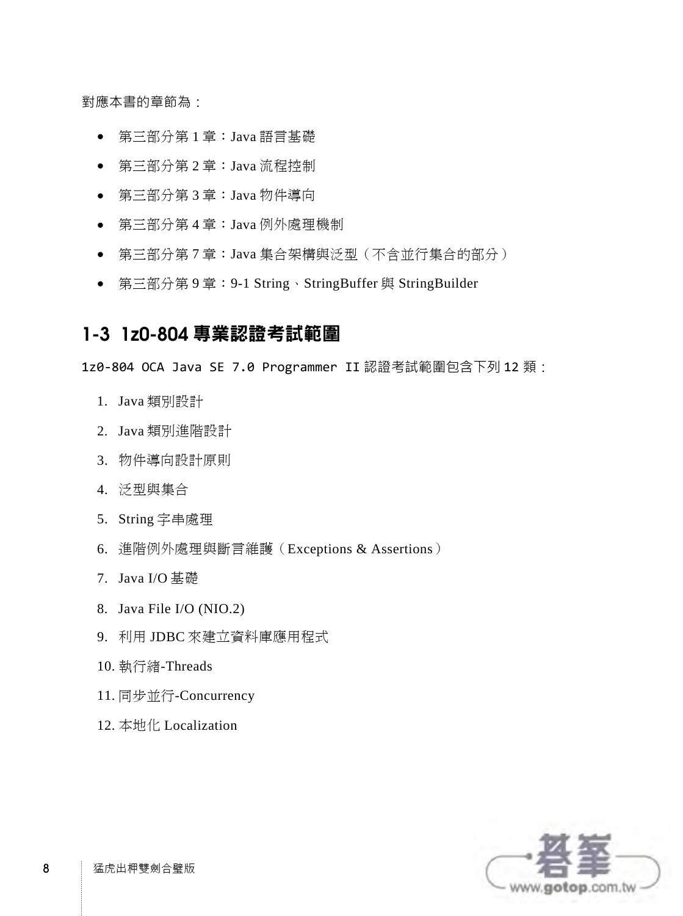對應本書的章節為：

- 第三部分第 1 章：Java 語言基礎
- 第三部分第 2 章：Java 流程控制
- 第三部分第 3 章：Java 物件導向
- 第三部分第 4 章：Java 例外處理機制
- 第三部分第 7 章：Java 集合架構與泛型（不含並行集合的部分）
- 第三部分第 9 章：9-1 String、StringBuffer 與 StringBuilder

## 1-3 1z0-804 專業認證考試範圍

1z0-804 OCA Java SE 7.0 Programmer II 認證考試範圍包含下列 12 類：

1. Java 類別設計
2. Java 類別進階設計
3. 物件導向設計原則
4. 泛型與集合
5. String 字串處理
6. 進階例外處理與斷言維護（Exceptions & Assertions）
7. Java I/O 基礎
8. Java File I/O (NIO.2)
9. 利用 JDBC 來建立資料庫應用程式
10. 執行緒-Threads
11. 同步並行-Concurrency
12. 本地化 Localization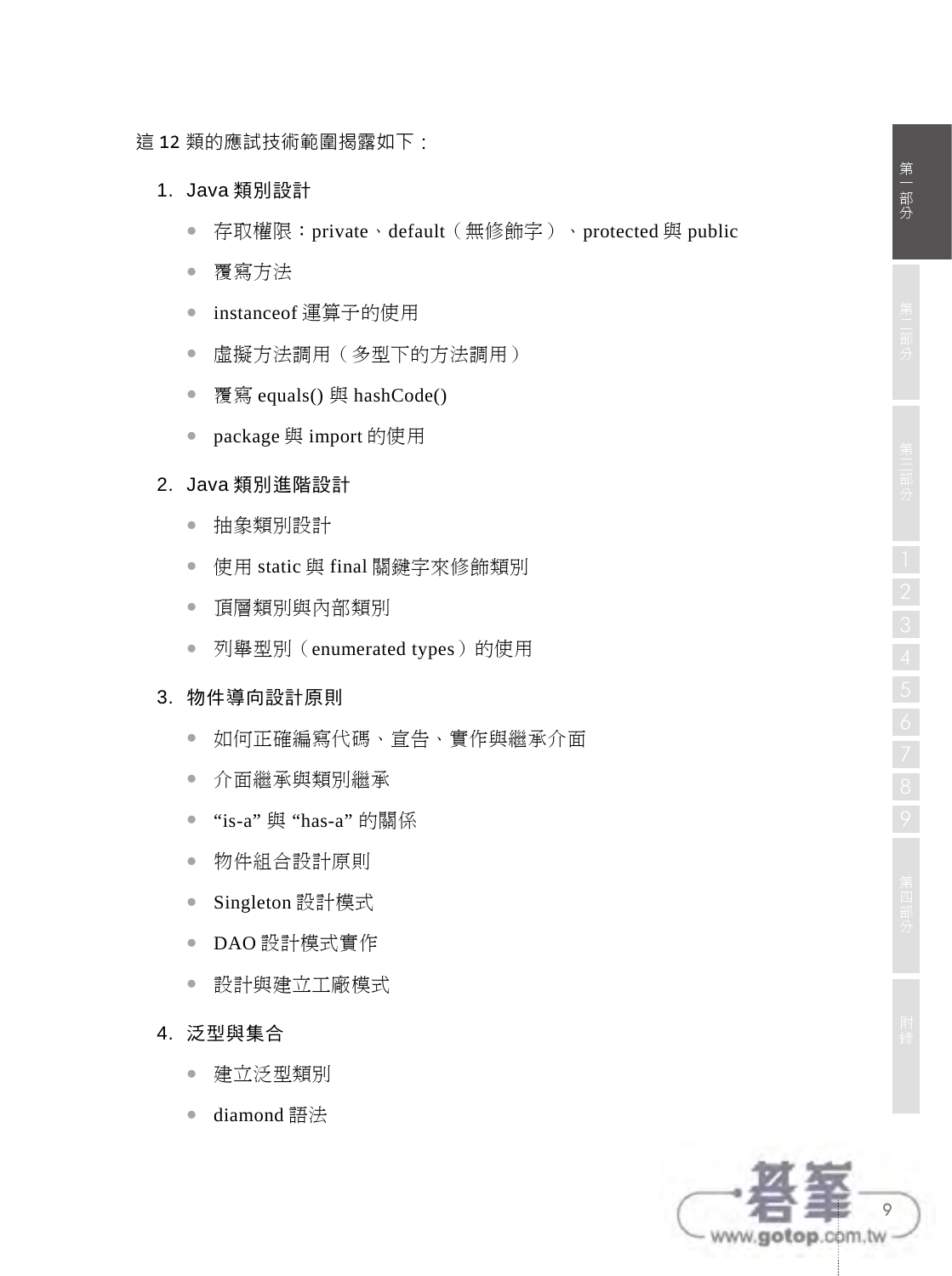這 12 類的應試技術範圍揭露如下：

1. Java 類別設計
    - 存取權限：private、default（無修飾字）、protected 與 public
    - 覆寫方法
    - instanceof 運算子的使用
    - 虛擬方法調用（多型下的方法調用）
    - 覆寫 equals() 與 hashCode()
    - package 與 import 的使用
2. Java 類別進階設計
    - 抽象類別設計
    - 使用 static 與 final 關鍵字來修飾類別
    - 頂層類別與內部類別
    - 列舉型別（enumerated types）的使用
3. 物件導向設計原則
    - 如何正確編寫代碼、宣告、實作與繼承介面
    - 介面繼承與類別繼承
    - “is-a” 與 “has-a” 的關係
    - 物件組合設計原則
    - Singleton 設計模式
    - DAO 設計模式實作
    - 設計與建立工廠模式
4. 泛型與集合
    - 建立泛型類別
    - diamond 語法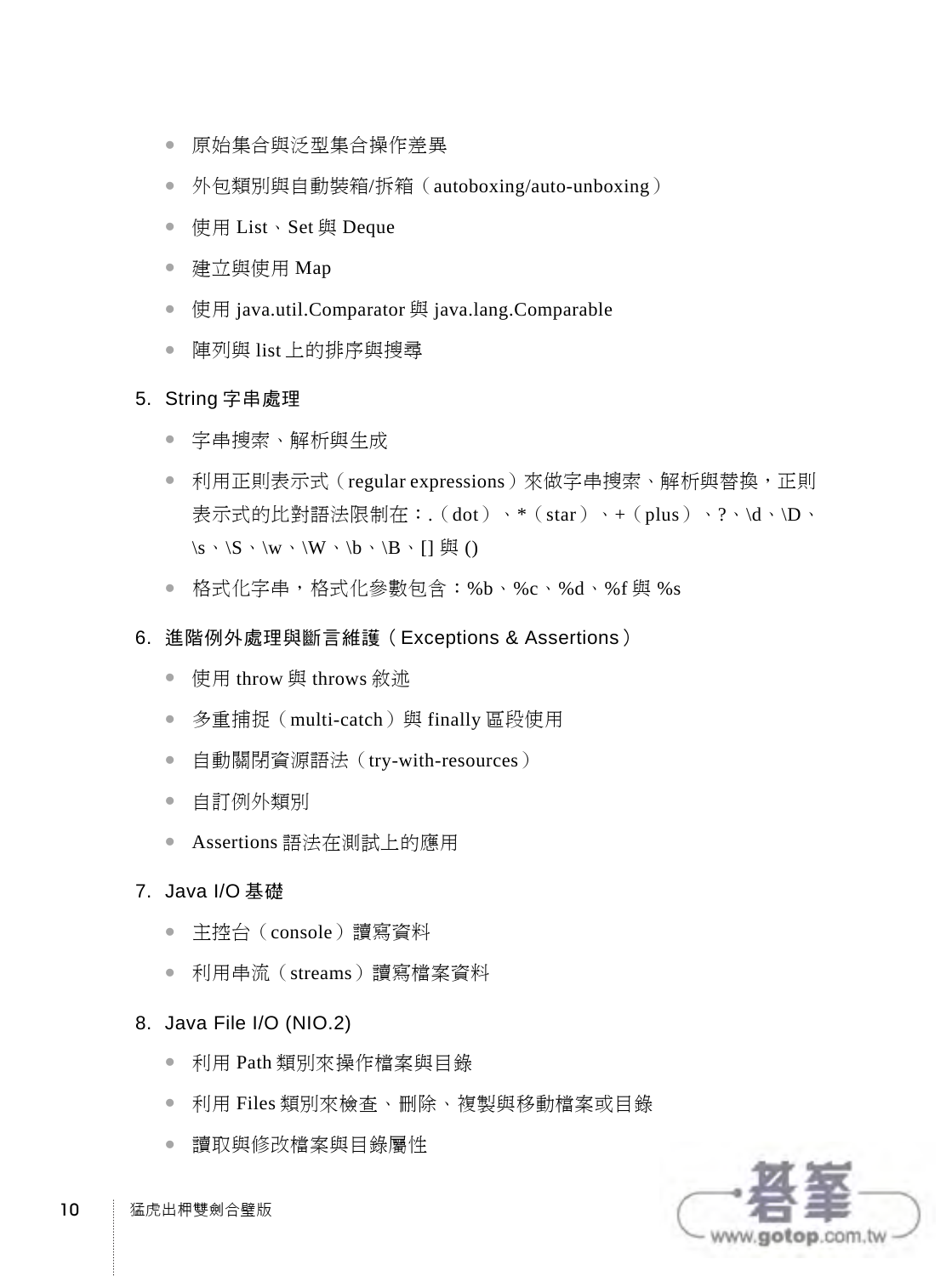- 原始集合與泛型集合操作差異
- 外包類別與自動裝箱/拆箱（autoboxing/auto-unboxing）
- 使用 List、Set 與 Deque
- 建立與使用 Map
- 使用 java.util.Comparator 與 java.lang.Comparable
- 陣列與 list 上的排序與搜尋

5. **String 字串處理**
   - 字串搜索、解析與生成
   - 利用正則表示式（regular expressions）來做字串搜索、解析與替換，正則表示式的比對語法限制在：.（dot）、*（star）、+（plus）、?、\d、\D、\s、\S、\w、\W、\b、\B、[] 與 ()
   - 格式化字串，格式化參數包含：%b、%c、%d、%f 與 %s

6. **進階例外處理與斷言維護（Exceptions & Assertions）**
   - 使用 throw 與 throws 敘述
   - 多重捕捉（multi-catch）與 finally 區段使用
   - 自動關閉資源語法（try-with-resources）
   - 自訂例外類別
   - Assertions 語法在測試上的應用

7. **Java I/O 基礎**
   - 主控台（console）讀寫資料
   - 利用串流（streams）讀寫檔案資料

8. **Java File I/O (NIO.2)**
   - 利用 Path 類別來操作檔案與目錄
   - 利用 Files 類別來檢查、刪除、複製與移動檔案或目錄
   - 讀取與修改檔案與目錄屬性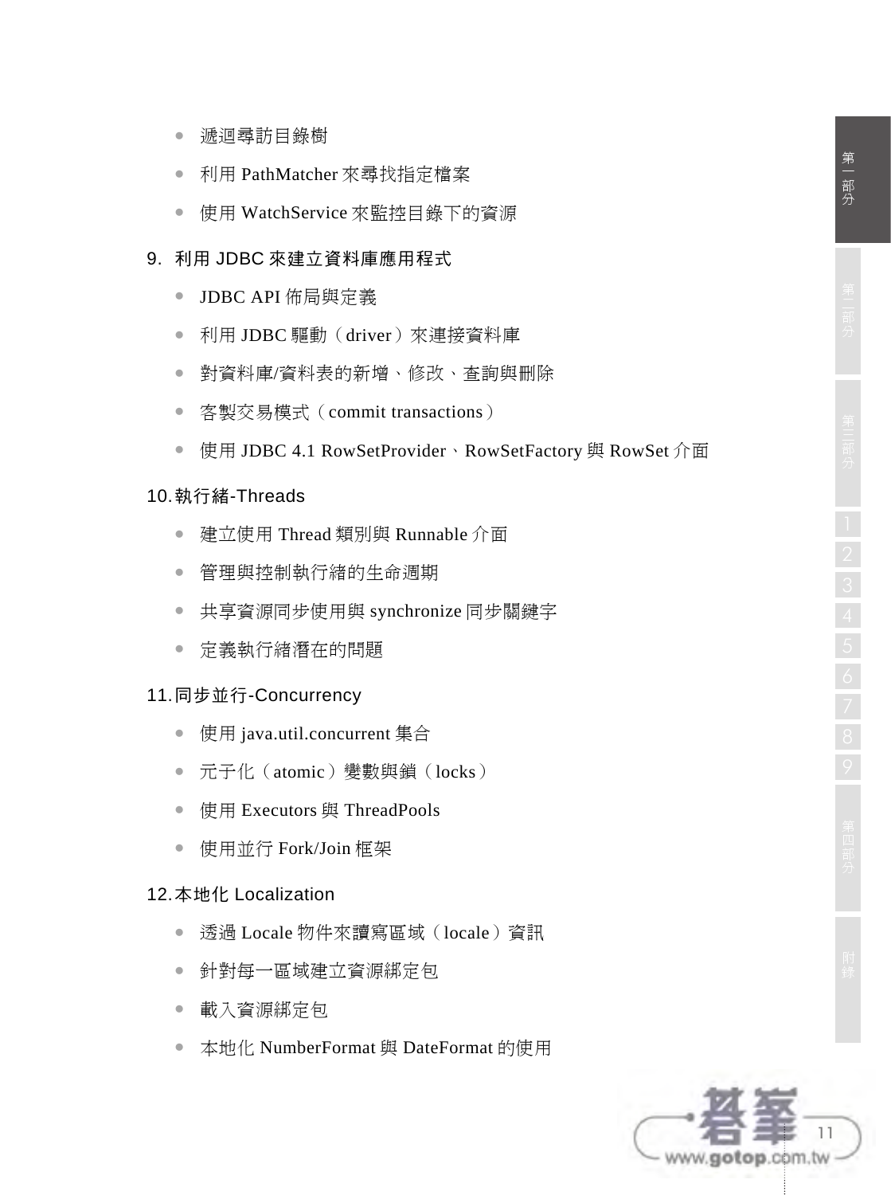- 遞迴尋訪目錄樹
- 利用 PathMatcher 來尋找指定檔案
- 使用 WatchService 來監控目錄下的資源

9. 利用 JDBC 來建立資料庫應用程式

- JDBC API 佈局與定義
- 利用 JDBC 驅動（driver）來連接資料庫
- 對資料庫/資料表的新增、修改、查詢與刪除
- 客製交易模式（commit transactions）
- 使用 JDBC 4.1 RowSetProvider、RowSetFactory 與 RowSet 介面

10. 執行緒-Threads

- 建立使用 Thread 類別與 Runnable 介面
- 管理與控制執行緒的生命週期
- 共享資源同步使用與 synchronize 同步關鍵字
- 定義執行緒潛在的問題

11. 同步並行-Concurrency

- 使用 java.util.concurrent 集合
- 元子化（atomic）變數與鎖（locks）
- 使用 Executors 與 ThreadPools
- 使用並行 Fork/Join 框架

12. 本地化 Localization

- 透過 Locale 物件來讀寫區域（locale）資訊
- 針對每一區域建立資源綁定包
- 載入資源綁定包
- 本地化 NumberFormat 與 DateFormat 的使用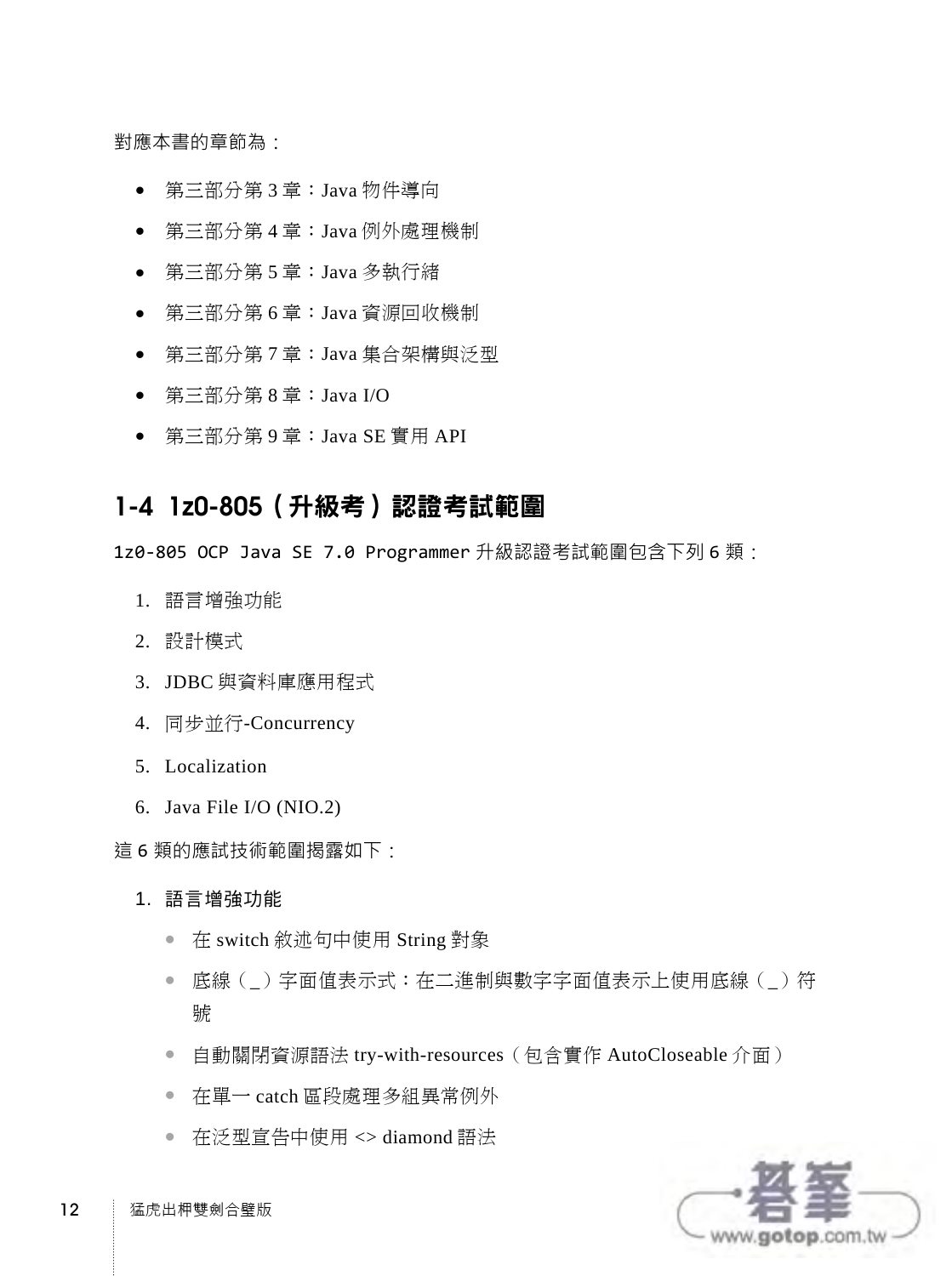對應本書的章節為：

- 第三部分第 3 章：Java 物件導向
- 第三部分第 4 章：Java 例外處理機制
- 第三部分第 5 章：Java 多執行緒
- 第三部分第 6 章：Java 資源回收機制
- 第三部分第 7 章：Java 集合架構與泛型
- 第三部分第 8 章：Java I/O
- 第三部分第 9 章：Java SE 實用 API

## 1-4 1z0-805（升級考）認證考試範圍

`1z0-805 OCP Java SE 7.0 Programmer` 升級認證考試範圍包含下列 6 類：

1. 語言增強功能
2. 設計模式
3. JDBC 與資料庫應用程式
4. 同步並行-Concurrency
5. Localization
6. Java File I/O (NIO.2)

這 6 類的應試技術範圍揭露如下：

1. **語言增強功能**
   - 在 switch 敘述句中使用 String 對象
   - 底線（_）字面值表示式：在二進制與數字字面值表示上使用底線（_）符號
   - 自動關閉資源語法 try-with-resources（包含實作 AutoCloseable 介面）
   - 在單一 catch 區段處理多組異常例外
   - 在泛型宣告中使用 <> diamond 語法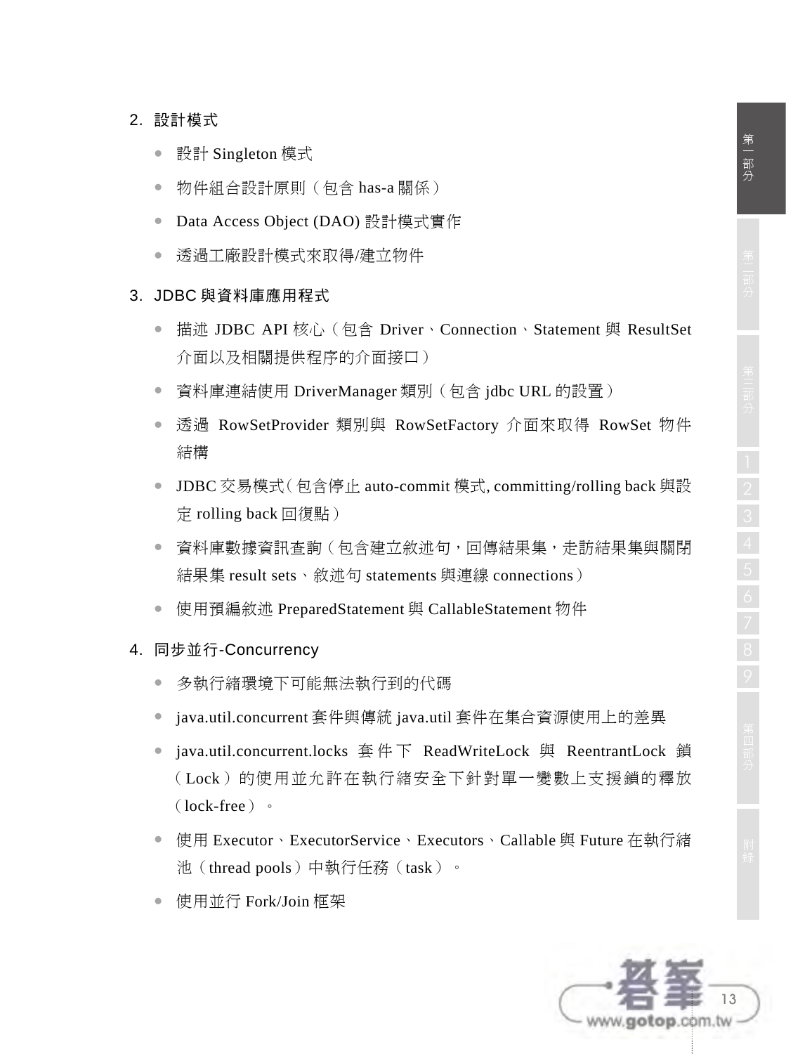2. 設計模式

- 設計 Singleton 模式
- 物件組合設計原則（包含 has-a 關係）
- Data Access Object (DAO) 設計模式實作
- 透過工廠設計模式來取得/建立物件

3. JDBC 與資料庫應用程式

- 描述 JDBC API 核心（包含 Driver、Connection、Statement 與 ResultSet 介面以及相關提供程序的介面接口）
- 資料庫連結使用 DriverManager 類別（包含 jdbc URL 的設置）
- 透過 RowSetProvider 類別與 RowSetFactory 介面來取得 RowSet 物件結構
- JDBC 交易模式（包含停止 auto-commit 模式, committing/rolling back 與設定 rolling back 回復點）
- 資料庫數據資訊查詢（包含建立敘述句，回傳結果集，走訪結果集與關閉結果集 result sets、敘述句 statements 與連線 connections）
- 使用預編敘述 PreparedStatement 與 CallableStatement 物件

4. 同步並行-Concurrency

- 多執行緒環境下可能無法執行到的代碼
- java.util.concurrent 套件與傳統 java.util 套件在集合資源使用上的差異
- java.util.concurrent.locks 套件下 ReadWriteLock 與 ReentrantLock 鎖（Lock）的使用並允許在執行緒安全下針對單一變數上支援鎖的釋放（lock-free）。
- 使用 Executor、ExecutorService、Executors、Callable 與 Future 在執行緒池（thread pools）中執行任務（task）。
- 使用並行 Fork/Join 框架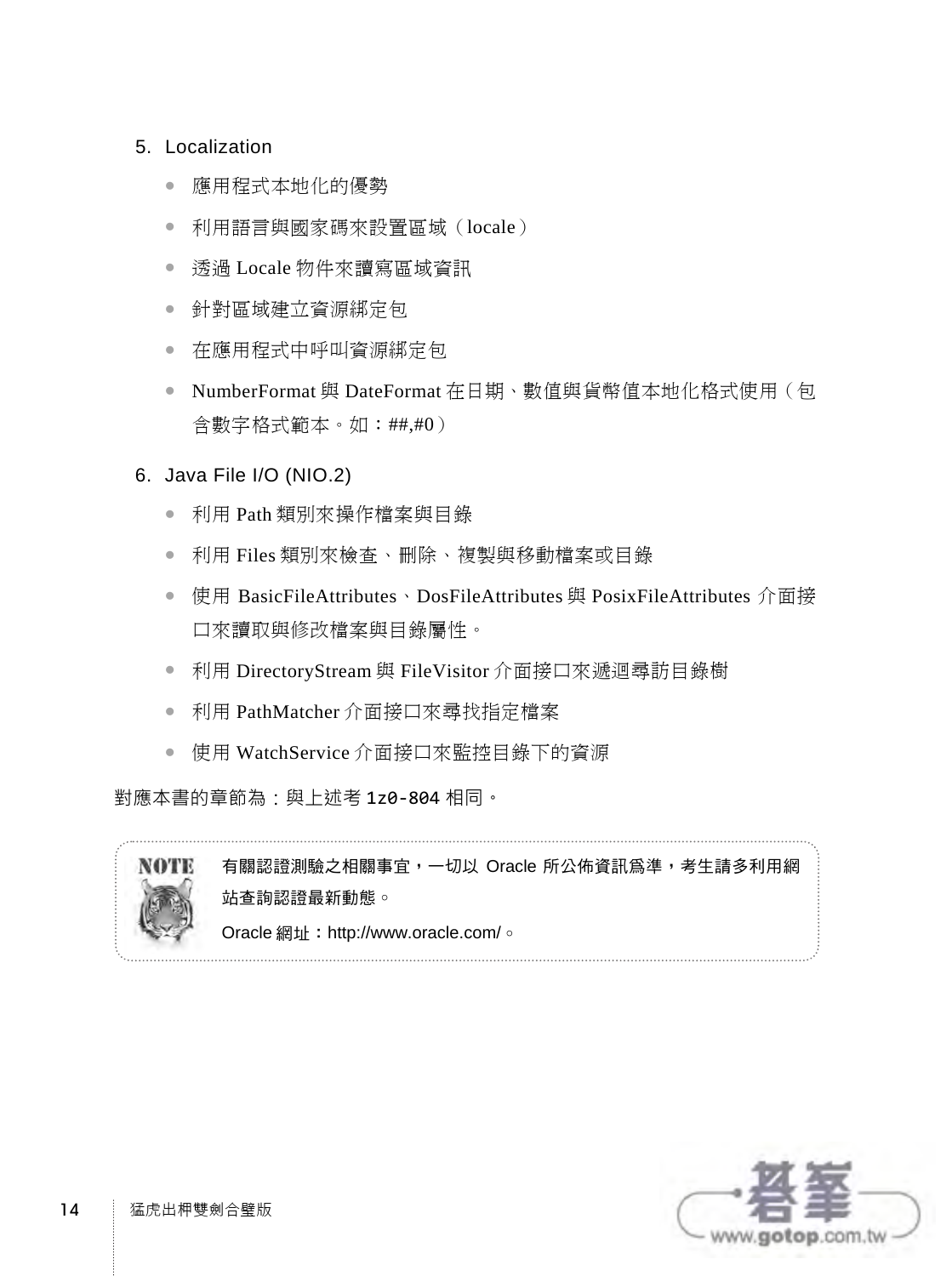5. Localization

- 應用程式本地化的優勢
- 利用語言與國家碼來設置區域（locale）
- 透過 Locale 物件來讀寫區域資訊
- 針對區域建立資源綁定包
- 在應用程式中呼叫資源綁定包
- NumberFormat 與 DateFormat 在日期、數值與貨幣值本地化格式使用（包含數字格式範本。如：##,#0）

6. Java File I/O (NIO.2)

- 利用 Path 類別來操作檔案與目錄
- 利用 Files 類別來檢查、刪除、複製與移動檔案或目錄
- 使用 BasicFileAttributes、DosFileAttributes 與 PosixFileAttributes 介面接口來讀取與修改檔案與目錄屬性。
- 利用 DirectoryStream 與 FileVisitor 介面接口來遞迴尋訪目錄樹
- 利用 PathMatcher 介面接口來尋找指定檔案
- 使用 WatchService 介面接口來監控目錄下的資源

對應本書的章節為：與上述考 1z0-804 相同。

> **NOTE**
>
> **有關認證測驗之相關事宜，一切以 Oracle 所公佈資訊爲準，考生請多利用網站查詢認證最新動態。**
>
> Oracle 網址：http://www.oracle.com/。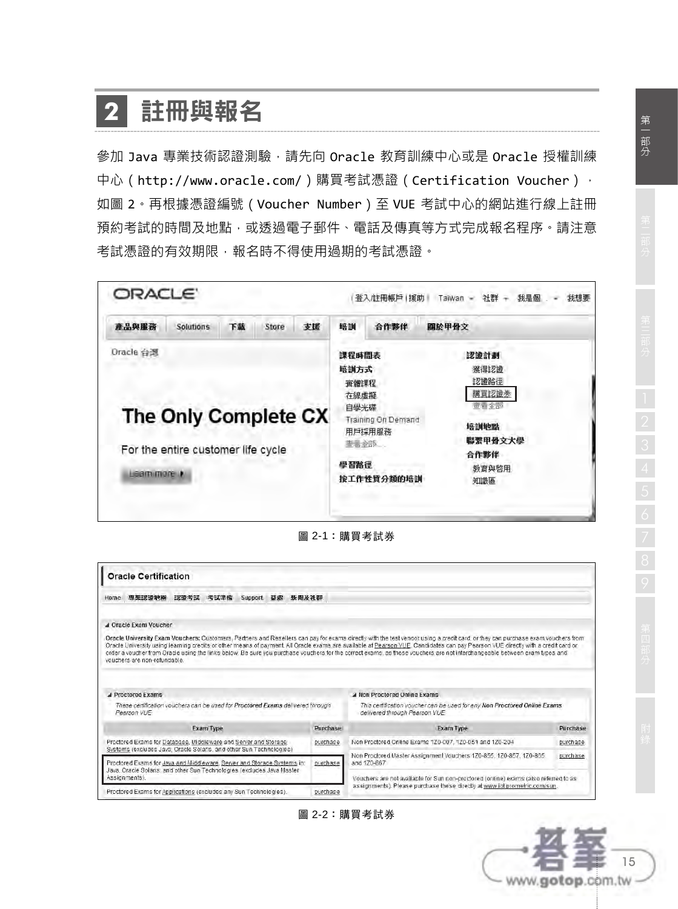# 2 註冊與報名

參加 Java 專業技術認證測驗，請先向 Oracle 教育訓練中心或是 Oracle 授權訓練中心（http://www.oracle.com/）購買考試憑證（Certification Voucher），如圖 2。再根據憑證編號（Voucher Number）至 VUE 考試中心的網站進行線上註冊預約考試的時間及地點，或透過電子郵件、電話及傳真等方式完成報名程序。請注意考試憑證的有效期限，報名時不得使用過期的考試憑證。

圖 2-1：購買考試券

圖 2-2：購買考試券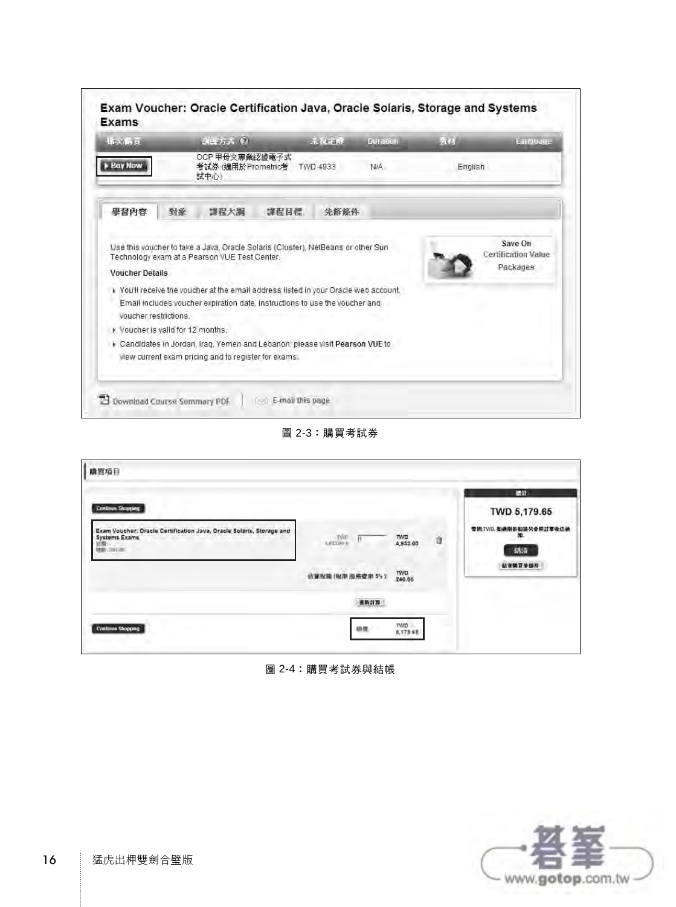# Exam Voucher: Oracle Certification Java, Oracle Solaris, Storage and Systems Exams

| 線上購買 | 訓練方式 | 未稅定價 | Duration | 教材 | Language |
|---|---|---|---|---|---|
| Buy Now | OCP 甲骨文專業認證電子式考試券 (適用於Prometric考試中心) | TWD 4933 | N/A | English | |

學習內容　對象　課程大綱　課程目標　先修條件

Use this voucher to take a Java, Oracle Solaris (Cluster), NetBeans or other Sun Technology exam at a Pearson VUE Test Center.

**Voucher Details**

- You'll receive the voucher at the email address listed in your Oracle web account. Email includes voucher expiration date, instructions to use the voucher and voucher restrictions.
- Voucher is valid for 12 months.
- Candidates in Jordan, Iraq, Yemen and Lebanon: please visit **Pearson VUE** to view current exam pricing and to register for exams.

Save On Certification Value Packages

Download Course Summary PDF | E-mail this page

圖 2-3：購買考試券

購買項目

Continue Shopping

Exam Voucher: Oracle Certification Java, Oracle Solaris, Storage and Systems Exams

| | 數量 | 價格 |
|---|---|---|
| TWD 4,933.00 | 1 | TWD 4,933.00 |
| 估算稅額 (稅率 服務費率 5%)： | | TWD 246.65 |

重新計算

Continue Shopping

總價 TWD 5,179.65

總計

TWD 5,179.65

結清

圖 2-4：購買考試券與結帳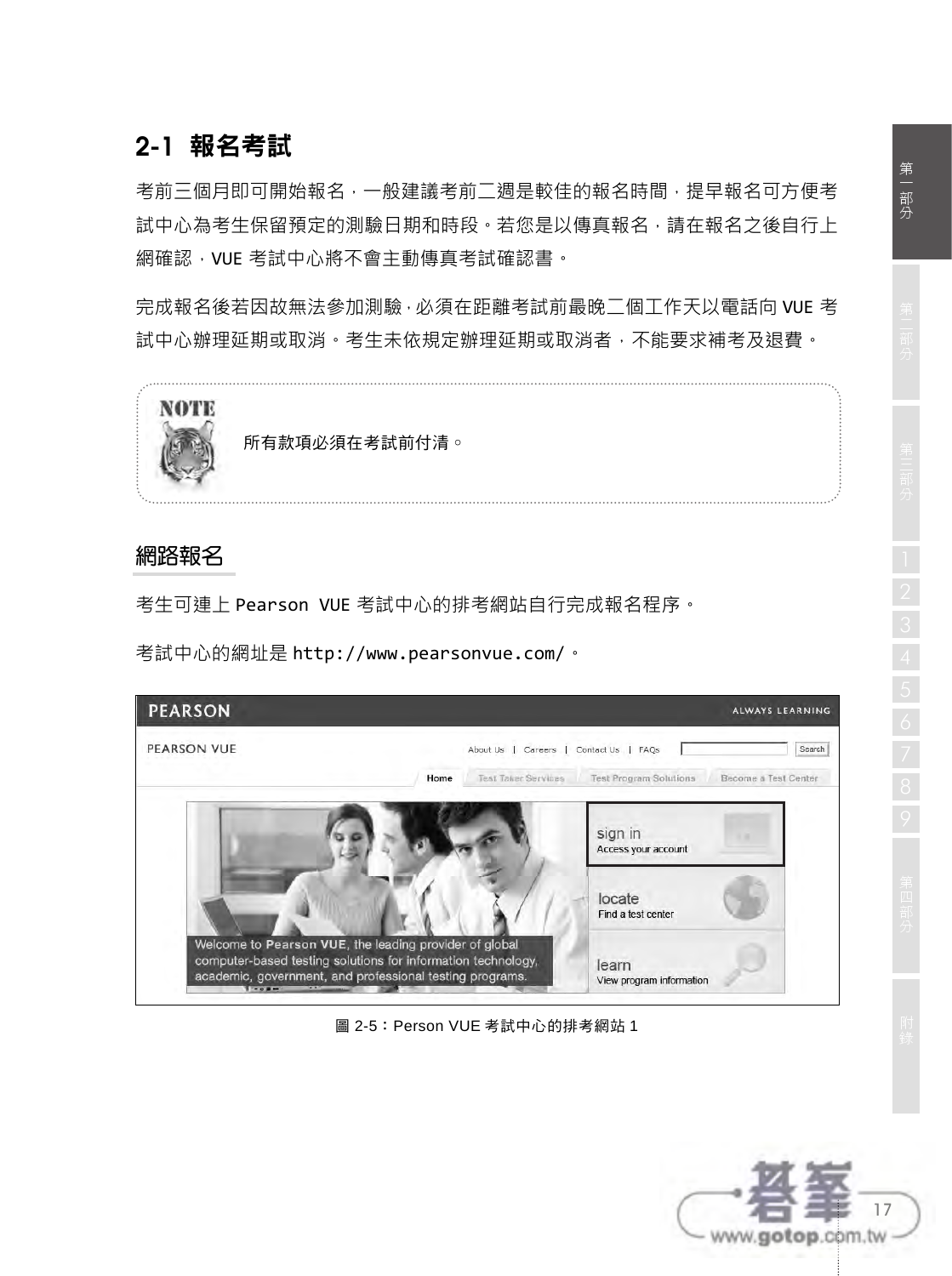## 2-1 報名考試

考前三個月即可開始報名，一般建議考前二週是較佳的報名時間，提早報名可方便考試中心為考生保留預定的測驗日期和時段。若您是以傳真報名，請在報名之後自行上網確認，VUE 考試中心將不會主動傳真考試確認書。

完成報名後若因故無法參加測驗，必須在距離考試前最晚二個工作天以電話向 VUE 考試中心辦理延期或取消。考生未依規定辦理延期或取消者，不能要求補考及退費。

> **NOTE**
>
> 所有款項必須在考試前付清。

### 網路報名

考生可連上 Pearson VUE 考試中心的排考網站自行完成報名程序。

考試中心的網址是 http://www.pearsonvue.com/。

圖 2-5：Person VUE 考試中心的排考網站 1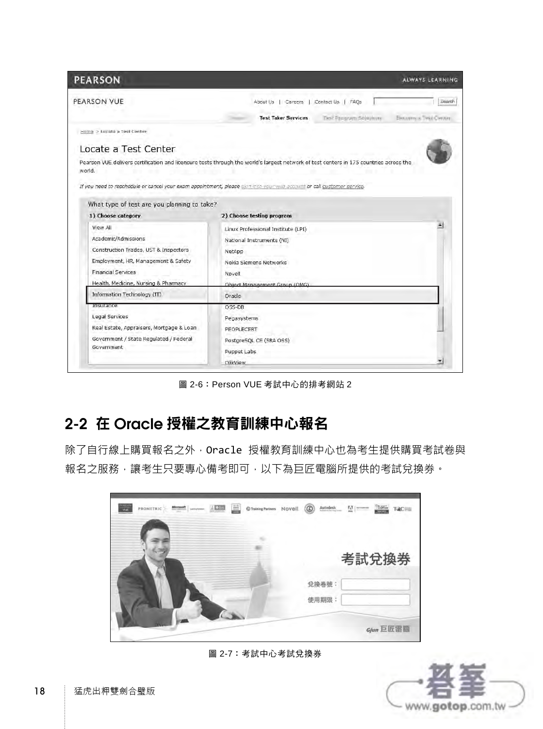圖 2-6：Person VUE 考試中心的排考網站 2

## 2-2 在 Oracle 授權之教育訓練中心報名

除了自行線上購買報名之外，Oracle 授權教育訓練中心也為考生提供購買考試卷與報名之服務，讓考生只要專心備考即可，以下為巨匠電腦所提供的考試兌換券。

圖 2-7：考試中心考試兌換券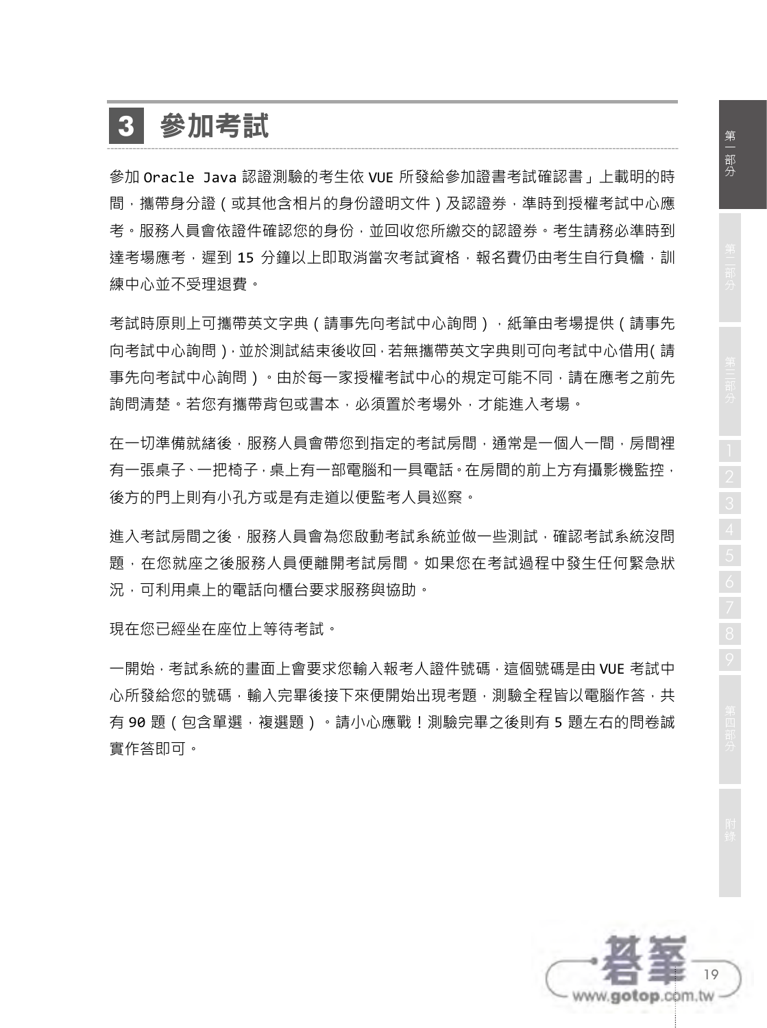## 3 參加考試

參加 Oracle Java 認證測驗的考生依 VUE 所發給參加證書考試確認書」上載明的時間，攜帶身分證（或其他含相片的身份證明文件）及認證券，準時到授權考試中心應考。服務人員會依證件確認您的身份，並回收您所繳交的認證券。考生請務必準時到達考場應考，遲到 15 分鐘以上即取消當次考試資格，報名費仍由考生自行負檐，訓練中心並不受理退費。

考試時原則上可攜帶英文字典（請事先向考試中心詢問），紙筆由考場提供（請事先向考試中心詢問），並於測試結束後收回，若無攜帶英文字典則可向考試中心借用(請事先向考試中心詢問）。由於每一家授權考試中心的規定可能不同，請在應考之前先詢問清楚。若您有攜帶背包或書本，必須置於考場外，才能進入考場。

在一切準備就緒後，服務人員會帶您到指定的考試房間，通常是一個人一間，房間裡有一張桌子、一把椅子，桌上有一部電腦和一具電話。在房間的前上方有攝影機監控，後方的門上則有小孔方或是有走道以便監考人員巡察。

進入考試房間之後，服務人員會為您啟動考試系統並做一些測試，確認考試系統沒問題，在您就座之後服務人員便離開考試房間。如果您在考試過程中發生任何緊急狀況，可利用桌上的電話向櫃台要求服務與協助。

現在您已經坐在座位上等待考試。

一開始，考試系統的畫面上會要求您輸入報考人證件號碼，這個號碼是由 VUE 考試中心所發給您的號碼，輸入完畢後接下來便開始出現考題，測驗全程皆以電腦作答，共有 90 題（包含單選，複選題）。請小心應戰！測驗完畢之後則有 5 題左右的問卷誠實作答即可。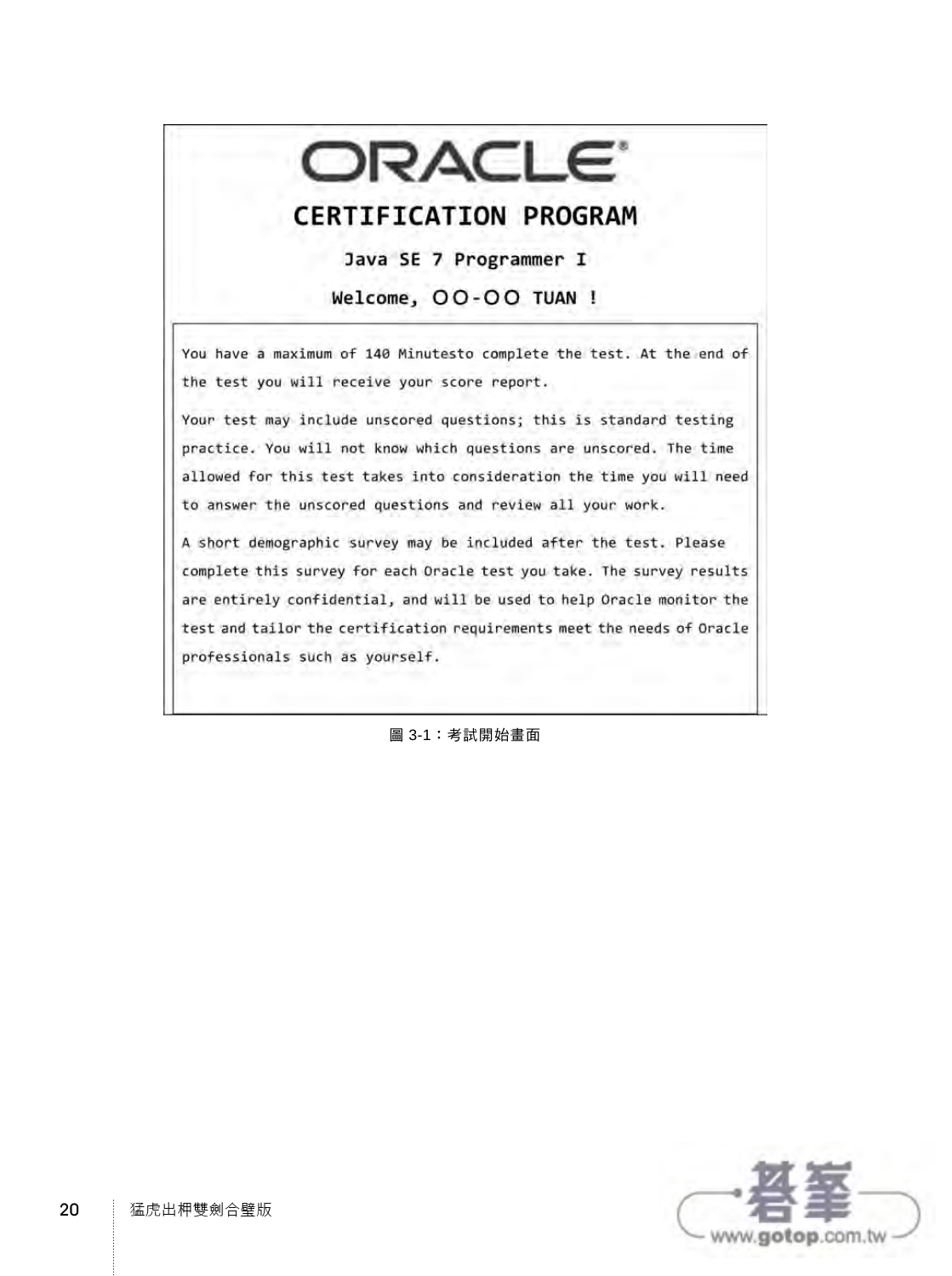ORACLE®

**CERTIFICATION PROGRAM**

**Java SE 7 Programmer I**

**Welcome, OO-OO TUAN !**

You have a maximum of 140 Minutesto complete the test. At the end of the test you will receive your score report.

Your test may include unscored questions; this is standard testing practice. You will not know which questions are unscored. The time allowed for this test takes into consideration the time you will need to answer the unscored questions and review all your work.

A short demographic survey may be included after the test. Please complete this survey for each Oracle test you take. The survey results are entirely confidential, and will be used to help Oracle monitor the test and tailor the certification requirements meet the needs of Oracle professionals such as yourself.

圖 3-1：考試開始畫面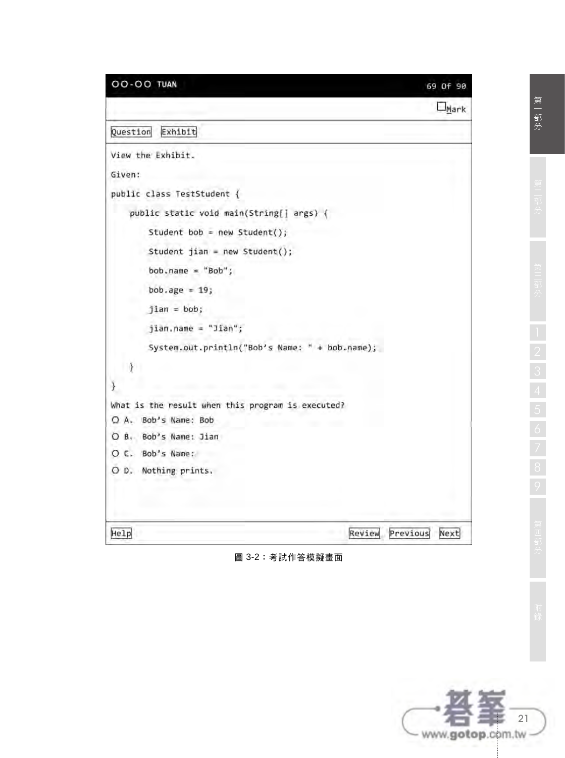OO-OO TUAN　　　　　　　　　　69 Of 90

☐Mark

Question　Exhibit

View the Exhibit.

Given:

```
public class TestStudent {

    public static void main(String[] args) {

        Student bob = new Student();

        Student jian = new Student();

        bob.name = "Bob";

        bob.age = 19;

        jian = bob;

        jian.name = "Jian";

        System.out.println("Bob's Name: " + bob.name);

    }

}
```

What is the result when this program is executed?

- O A. Bob's Name: Bob
- O B. Bob's Name: Jian
- O C. Bob's Name:
- O D. Nothing prints.

Help　　　　　　　　　　Review　Previous　Next

圖 3-2：考試作答模擬畫面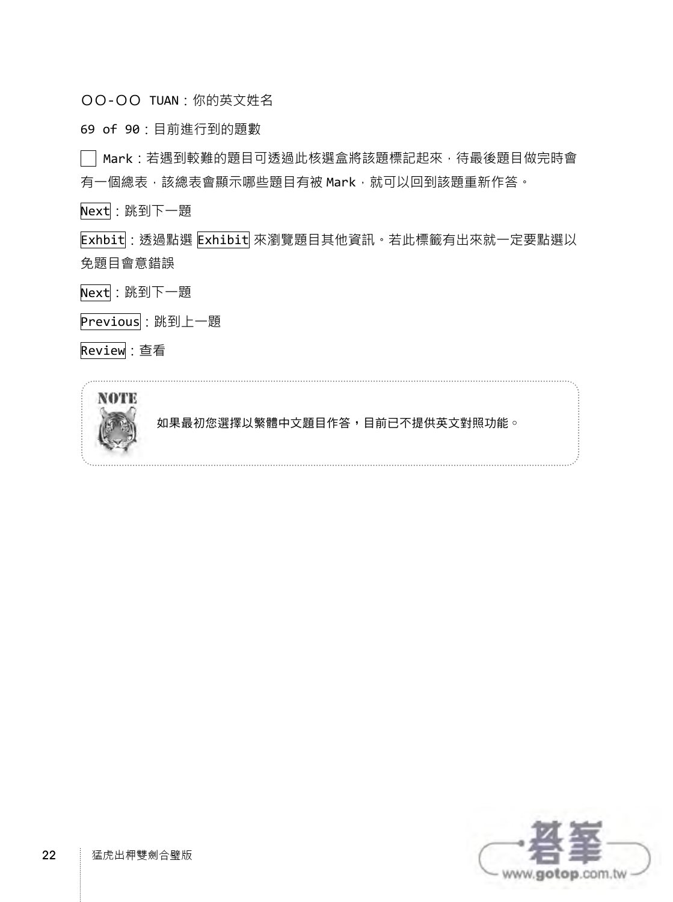○○-○○ TUAN：你的英文姓名

69 of 90：目前進行到的題數

☐ Mark：若遇到較難的題目可透過此核選盒將該題標記起來，待最後題目做完時會有一個總表，該總表會顯示哪些題目有被 Mark，就可以回到該題重新作答。

Next：跳到下一題

Exhbit：透過點選 Exhibit 來瀏覽題目其他資訊。若此標籤有出來就一定要點選以免題目會意錯誤

Next：跳到下一題

Previous：跳到上一題

Review：查看

> **NOTE**
>
> **如果最初您選擇以繁體中文題目作答，目前已不提供英文對照功能。**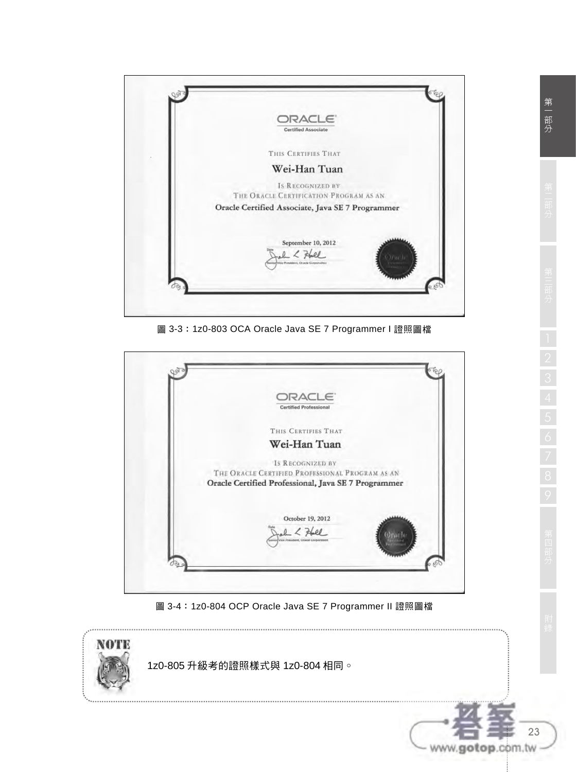圖 3-3：1z0-803 OCA Oracle Java SE 7 Programmer I 證照圖檔

圖 3-4：1z0-804 OCP Oracle Java SE 7 Programmer II 證照圖檔

**NOTE**

1z0-805 升級考的證照樣式與 1z0-804 相同。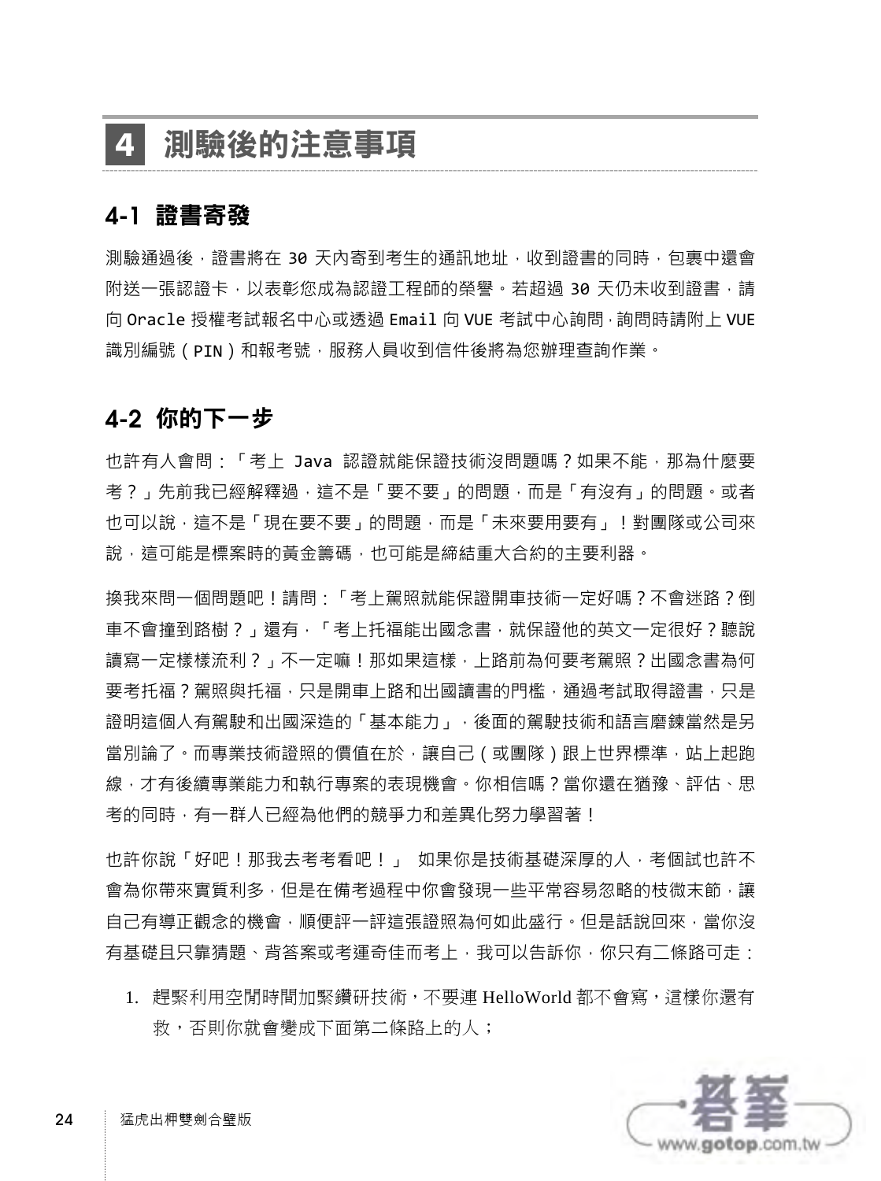# 4 測驗後的注意事項

## 4-1 證書寄發

測驗通過後，證書將在 30 天內寄到考生的通訊地址，收到證書的同時，包裹中還會附送一張認證卡，以表彰您成為認證工程師的榮譽。若超過 30 天仍未收到證書，請向 Oracle 授權考試報名中心或透過 Email 向 VUE 考試中心詢問，詢問時請附上 VUE 識別編號（PIN）和報考號，服務人員收到信件後將為您辦理查詢作業。

## 4-2 你的下一步

也許有人會問：「考上 Java 認證就能保證技術沒問題嗎？如果不能，那為什麼要考？」先前我已經解釋過，這不是「要不要」的問題，而是「有沒有」的問題。或者也可以說，這不是「現在要不要」的問題，而是「未來要用要有」！對團隊或公司來說，這可能是標案時的黃金籌碼，也可能是締結重大合約的主要利器。

換我來問一個問題吧！請問：「考上駕照就能保證開車技術一定好嗎？不會迷路？倒車不會撞到路樹？」還有，「考上托福能出國念書，就保證他的英文一定很好？聽說讀寫一定樣樣流利？」不一定嘛！那如果這樣，上路前為何要考駕照？出國念書為何要考托福？駕照與托福，只是開車上路和出國讀書的門檻，通過考試取得證書，只是證明這個人有駕駛和出國深造的「基本能力」，後面的駕駛技術和語言磨鍊當然是另當別論了。而專業技術證照的價值在於，讓自己（或團隊）跟上世界標準，站上起跑線，才有後續專業能力和執行專案的表現機會。你相信嗎？當你還在猶豫、評估、思考的同時，有一群人已經為他們的競爭力和差異化努力學習著！

也許你說「好吧！那我去考考看吧！」 如果你是技術基礎深厚的人，考個試也許不會為你帶來實質利多，但是在備考過程中你會發現一些平常容易忽略的枝微末節，讓自己有導正觀念的機會，順便評一評這張證照為何如此盛行。但是話說回來，當你沒有基礎且只靠猜題、背答案或考運奇佳而考上，我可以告訴你，你只有二條路可走：

1. 趕緊利用空閒時間加緊鑽研技術，不要連 HelloWorld 都不會寫，這樣你還有救，否則你就會變成下面第二條路上的人；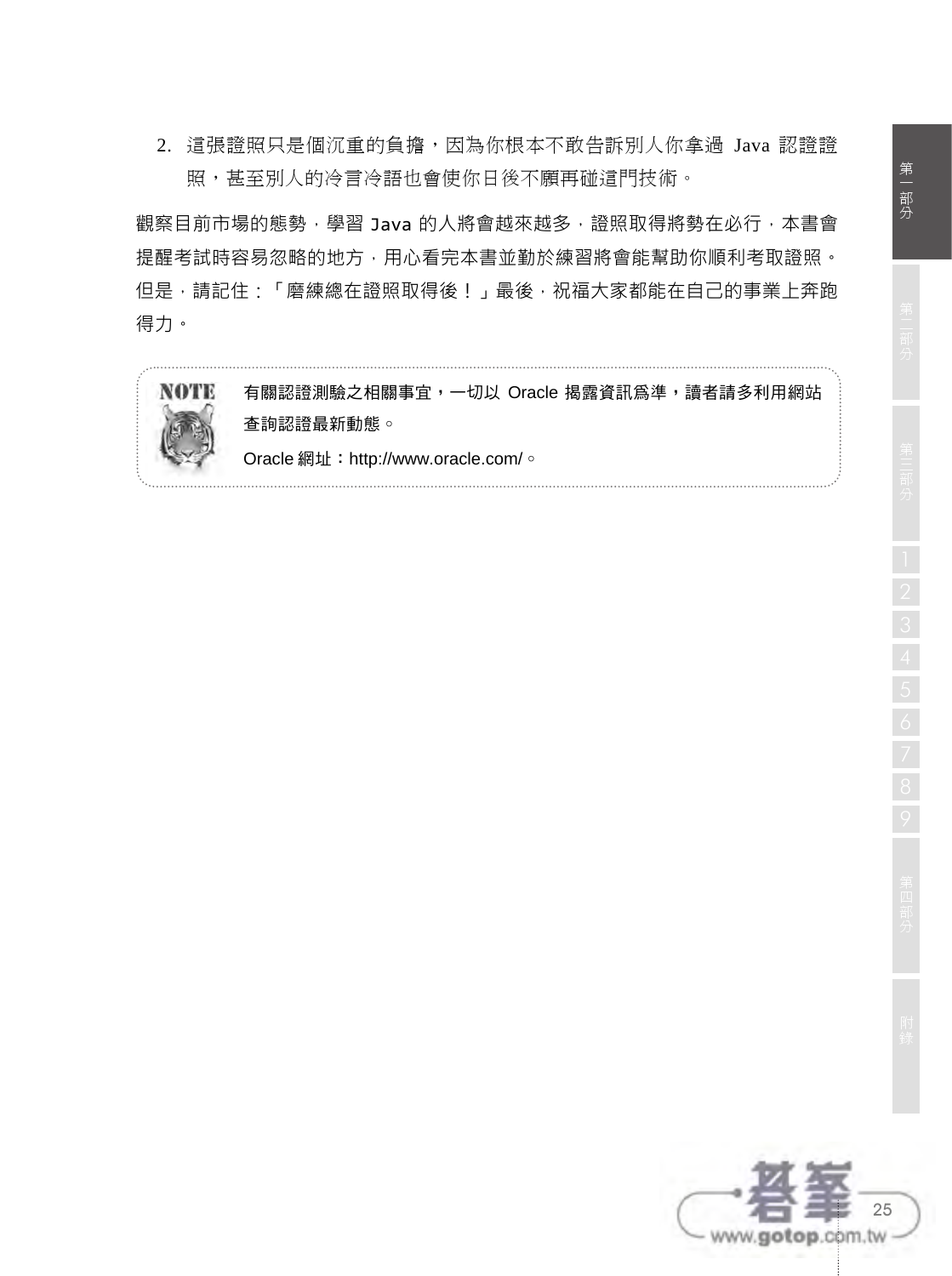2. 這張證照只是個沉重的負擔，因為你根本不敢告訴別人你拿過 Java 認證證照，甚至別人的冷言冷語也會使你日後不願再碰這門技術。

觀察目前市場的態勢，學習 Java 的人將會越來越多，證照取得將勢在必行，本書會提醒考試時容易忽略的地方，用心看完本書並勤於練習將會能幫助你順利考取證照。但是，請記住：「磨練總在證照取得後！」最後，祝福大家都能在自己的事業上奔跑得力。

> **NOTE**
>
> 有關認證測驗之相關事宜，一切以 Oracle 揭露資訊為準，讀者請多利用網站查詢認證最新動態。
>
> Oracle 網址：http://www.oracle.com/。